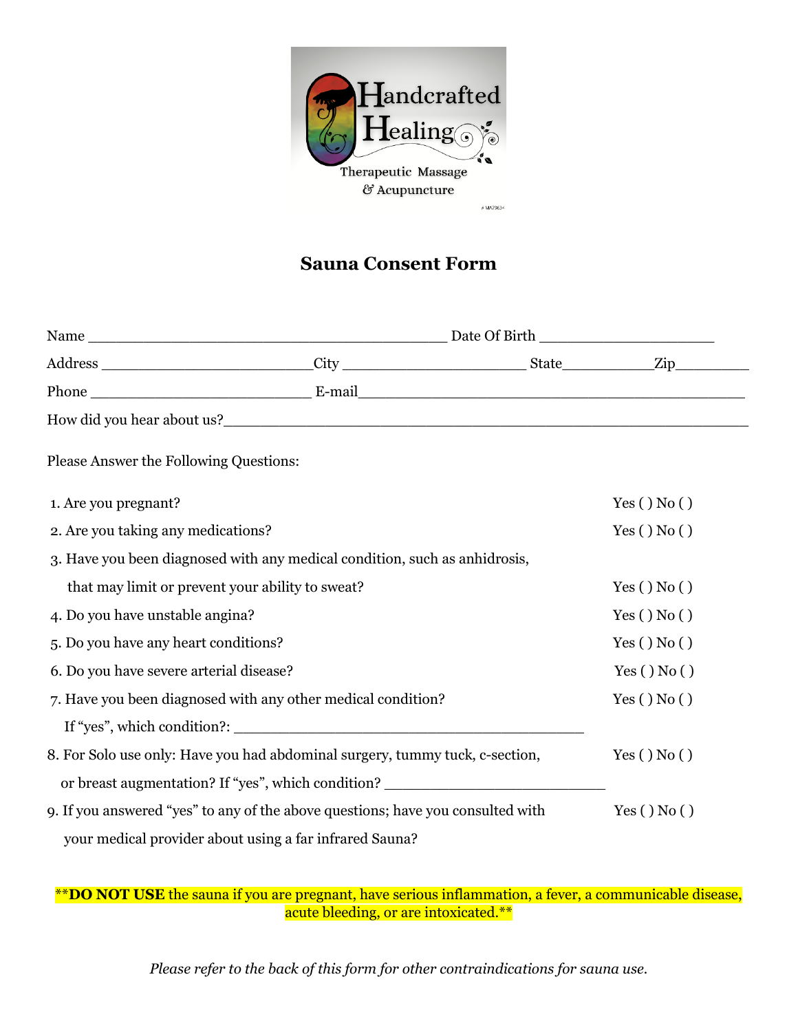Handcrafted Healing

Therapeutic Massage & Acupuncture

# Sauna Consent Form

Name ________________________________________ Date Of Birth ____________________

Address ________________________ City ____________________ State __________ Zip ________

Phone ________________________ E-mail ____________________________________________

How did you hear about us? ______________________________________________________

Please Answer the Following Questions:

1. Are you pregnant? Yes ( ) No ( )
2. Are you taking any medications? Yes ( ) No ( )
3. Have you been diagnosed with any medical condition, such as anhidrosis, that may limit or prevent your ability to sweat? Yes ( ) No ( )
4. Do you have unstable angina? Yes ( ) No ( )
5. Do you have any heart conditions? Yes ( ) No ( )
6. Do you have severe arterial disease? Yes ( ) No ( )
7. Have you been diagnosed with any other medical condition? Yes ( ) No ( )
   If "yes", which condition?: ________________________________________
8. For Solo use only: Have you had abdominal surgery, tummy tuck, c-section, or breast augmentation? If "yes", which condition? ________________________ Yes ( ) No ( )
9. If you answered "yes" to any of the above questions; have you consulted with your medical provider about using a far infrared Sauna? Yes ( ) No ( )

****DO NOT USE** the sauna if you are pregnant, have serious inflammation, a fever, a communicable disease, acute bleeding, or are intoxicated.**

*Please refer to the back of this form for other contraindications for sauna use.*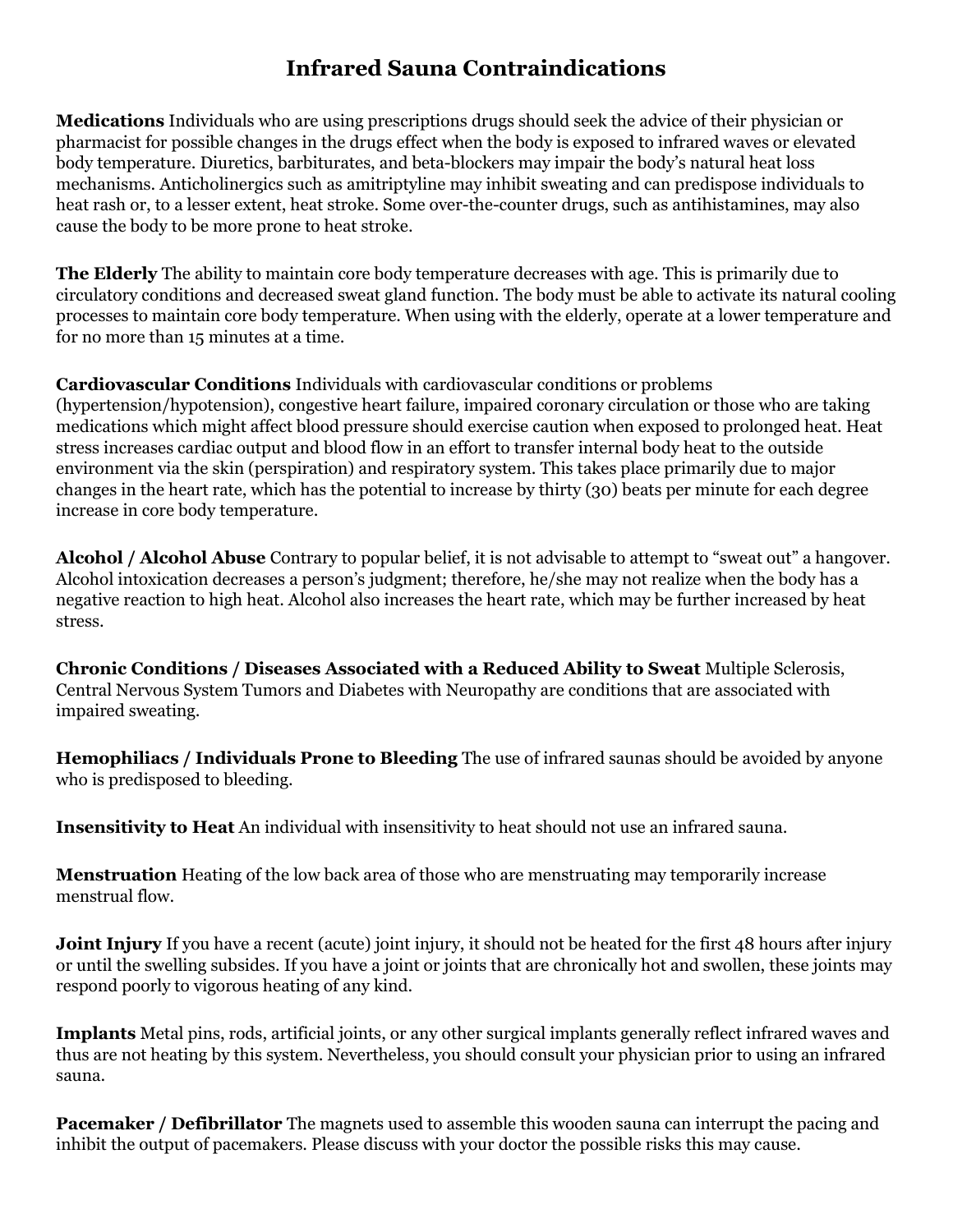# Infrared Sauna Contraindications

**Medications** Individuals who are using prescriptions drugs should seek the advice of their physician or pharmacist for possible changes in the drugs effect when the body is exposed to infrared waves or elevated body temperature. Diuretics, barbiturates, and beta-blockers may impair the body's natural heat loss mechanisms. Anticholinergics such as amitriptyline may inhibit sweating and can predispose individuals to heat rash or, to a lesser extent, heat stroke. Some over-the-counter drugs, such as antihistamines, may also cause the body to be more prone to heat stroke.

**The Elderly** The ability to maintain core body temperature decreases with age. This is primarily due to circulatory conditions and decreased sweat gland function. The body must be able to activate its natural cooling processes to maintain core body temperature. When using with the elderly, operate at a lower temperature and for no more than 15 minutes at a time.

**Cardiovascular Conditions** Individuals with cardiovascular conditions or problems (hypertension/hypotension), congestive heart failure, impaired coronary circulation or those who are taking medications which might affect blood pressure should exercise caution when exposed to prolonged heat. Heat stress increases cardiac output and blood flow in an effort to transfer internal body heat to the outside environment via the skin (perspiration) and respiratory system. This takes place primarily due to major changes in the heart rate, which has the potential to increase by thirty (30) beats per minute for each degree increase in core body temperature.

**Alcohol / Alcohol Abuse** Contrary to popular belief, it is not advisable to attempt to "sweat out" a hangover. Alcohol intoxication decreases a person's judgment; therefore, he/she may not realize when the body has a negative reaction to high heat. Alcohol also increases the heart rate, which may be further increased by heat stress.

**Chronic Conditions / Diseases Associated with a Reduced Ability to Sweat** Multiple Sclerosis, Central Nervous System Tumors and Diabetes with Neuropathy are conditions that are associated with impaired sweating.

**Hemophiliacs / Individuals Prone to Bleeding** The use of infrared saunas should be avoided by anyone who is predisposed to bleeding.

**Insensitivity to Heat** An individual with insensitivity to heat should not use an infrared sauna.

**Menstruation** Heating of the low back area of those who are menstruating may temporarily increase menstrual flow.

**Joint Injury** If you have a recent (acute) joint injury, it should not be heated for the first 48 hours after injury or until the swelling subsides. If you have a joint or joints that are chronically hot and swollen, these joints may respond poorly to vigorous heating of any kind.

**Implants** Metal pins, rods, artificial joints, or any other surgical implants generally reflect infrared waves and thus are not heating by this system. Nevertheless, you should consult your physician prior to using an infrared sauna.

**Pacemaker / Defibrillator** The magnets used to assemble this wooden sauna can interrupt the pacing and inhibit the output of pacemakers. Please discuss with your doctor the possible risks this may cause.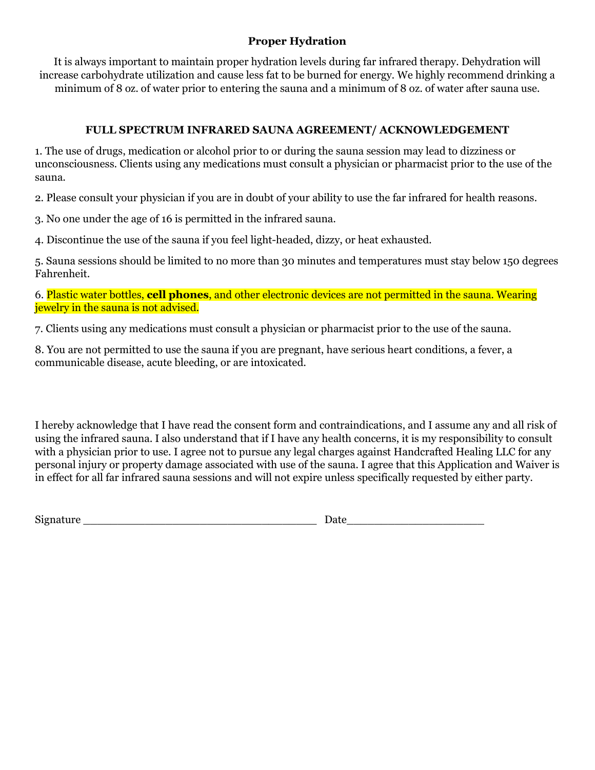## Proper Hydration

It is always important to maintain proper hydration levels during far infrared therapy. Dehydration will increase carbohydrate utilization and cause less fat to be burned for energy. We highly recommend drinking a minimum of 8 oz. of water prior to entering the sauna and a minimum of 8 oz. of water after sauna use.

## FULL SPECTRUM INFRARED SAUNA AGREEMENT/ ACKNOWLEDGEMENT

1. The use of drugs, medication or alcohol prior to or during the sauna session may lead to dizziness or unconsciousness. Clients using any medications must consult a physician or pharmacist prior to the use of the sauna.

2. Please consult your physician if you are in doubt of your ability to use the far infrared for health reasons.

3. No one under the age of 16 is permitted in the infrared sauna.

4. Discontinue the use of the sauna if you feel light-headed, dizzy, or heat exhausted.

5. Sauna sessions should be limited to no more than 30 minutes and temperatures must stay below 150 degrees Fahrenheit.

6. Plastic water bottles, **cell phones**, and other electronic devices are not permitted in the sauna. Wearing jewelry in the sauna is not advised.

7. Clients using any medications must consult a physician or pharmacist prior to the use of the sauna.

8. You are not permitted to use the sauna if you are pregnant, have serious heart conditions, a fever, a communicable disease, acute bleeding, or are intoxicated.

I hereby acknowledge that I have read the consent form and contraindications, and I assume any and all risk of using the infrared sauna. I also understand that if I have any health concerns, it is my responsibility to consult with a physician prior to use. I agree not to pursue any legal charges against Handcrafted Healing LLC for any personal injury or property damage associated with use of the sauna. I agree that this Application and Waiver is in effect for all far infrared sauna sessions and will not expire unless specifically requested by either party.

Signature ___________________________________ Date____________________